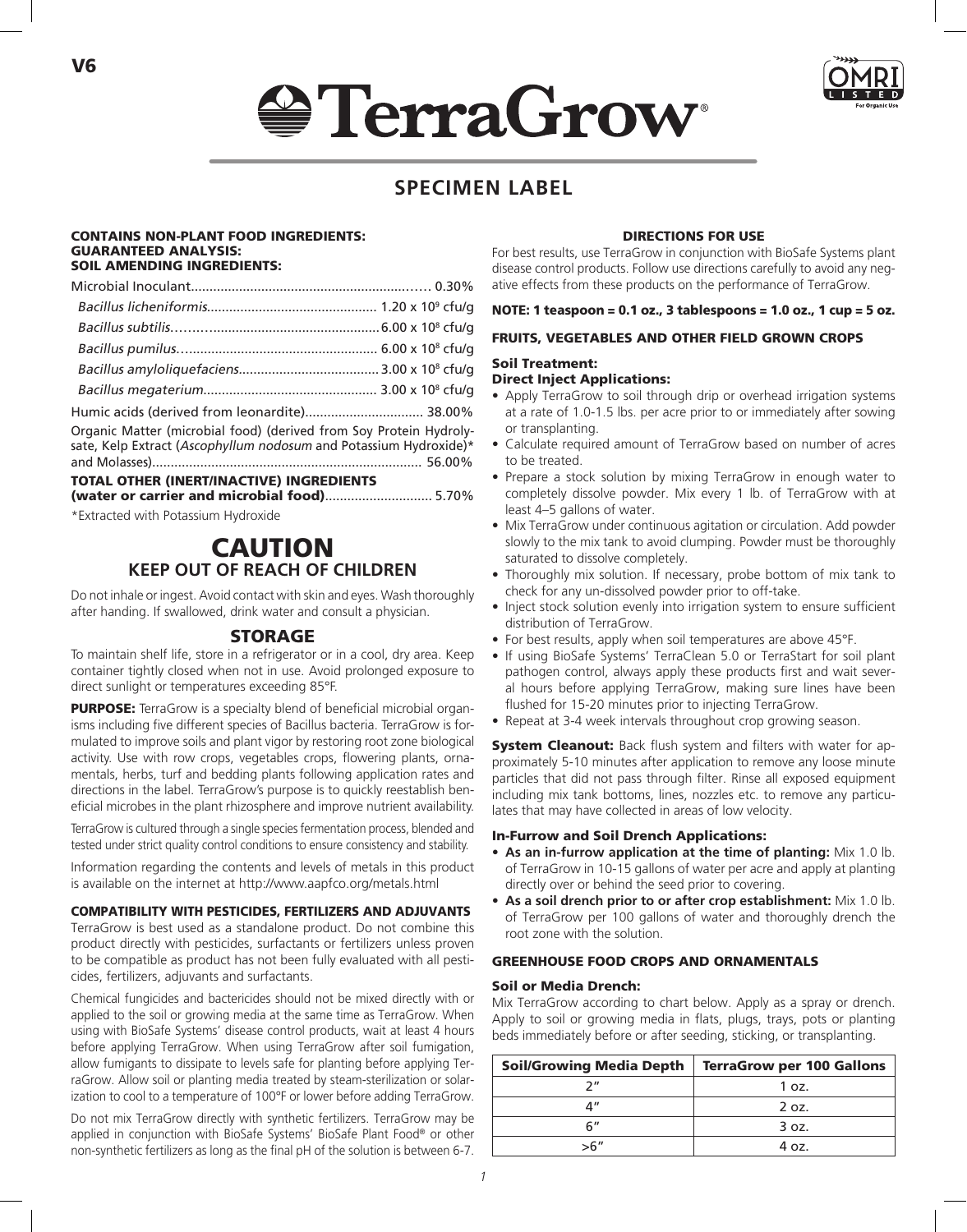V6

# TerraGrow®

OMRI LISTED For Organic Use

## SPECIMEN LABEL

**CONTAINS NON-PLANT FOOD INGREDIENTS:**
**GUARANTEED ANALYSIS:**
**SOIL AMENDING INGREDIENTS:**

Microbial Inoculant............................................................. 0.30%

*Bacillus licheniformis*............................................. $1.20 \times 10^9$ cfu/g

*Bacillus subtilis*.................................................. $6.00 \times 10^8$ cfu/g

*Bacillus pumilus*.................................................. $6.00 \times 10^8$ cfu/g

*Bacillus amyloliquefaciens*..................................... $3.00 \times 10^8$ cfu/g

*Bacillus megaterium*.............................................. $3.00 \times 10^8$ cfu/g

Humic acids (derived from leonardite)................................ 38.00%

Organic Matter (microbial food) (derived from Soy Protein Hydrolysate, Kelp Extract (*Ascophyllum nodosum* and Potassium Hydroxide)* and Molasses)........................................................................ 56.00%

**TOTAL OTHER (INERT/INACTIVE) INGREDIENTS (water or carrier and microbial food)**............................ 5.70%

*Extracted with Potassium Hydroxide

# CAUTION

## KEEP OUT OF REACH OF CHILDREN

Do not inhale or ingest. Avoid contact with skin and eyes. Wash thoroughly after handing. If swallowed, drink water and consult a physician.

### STORAGE

To maintain shelf life, store in a refrigerator or in a cool, dry area. Keep container tightly closed when not in use. Avoid prolonged exposure to direct sunlight or temperatures exceeding 85°F.

**PURPOSE:** TerraGrow is a specialty blend of beneficial microbial organisms including five different species of Bacillus bacteria. TerraGrow is formulated to improve soils and plant vigor by restoring root zone biological activity. Use with row crops, vegetables crops, flowering plants, ornamentals, herbs, turf and bedding plants following application rates and directions in the label. TerraGrow's purpose is to quickly reestablish beneficial microbes in the plant rhizosphere and improve nutrient availability.

TerraGrow is cultured through a single species fermentation process, blended and tested under strict quality control conditions to ensure consistency and stability.

Information regarding the contents and levels of metals in this product is available on the internet at http://www.aapfco.org/metals.html

### COMPATIBILITY WITH PESTICIDES, FERTILIZERS AND ADJUVANTS

TerraGrow is best used as a standalone product. Do not combine this product directly with pesticides, surfactants or fertilizers unless proven to be compatible as product has not been fully evaluated with all pesticides, fertilizers, adjuvants and surfactants.

Chemical fungicides and bactericides should not be mixed directly with or applied to the soil or growing media at the same time as TerraGrow. When using with BioSafe Systems' disease control products, wait at least 4 hours before applying TerraGrow. When using TerraGrow after soil fumigation, allow fumigants to dissipate to levels safe for planting before applying TerraGrow. Allow soil or planting media treated by steam-sterilization or solarization to cool to a temperature of 100°F or lower before adding TerraGrow.

Do not mix TerraGrow directly with synthetic fertilizers. TerraGrow may be applied in conjunction with BioSafe Systems' BioSafe Plant Food® or other non-synthetic fertilizers as long as the final pH of the solution is between 6-7.

### DIRECTIONS FOR USE

For best results, use TerraGrow in conjunction with BioSafe Systems plant disease control products. Follow use directions carefully to avoid any negative effects from these products on the performance of TerraGrow.

**NOTE: 1 teaspoon = 0.1 oz., 3 tablespoons = 1.0 oz., 1 cup = 5 oz.**

### FRUITS, VEGETABLES AND OTHER FIELD GROWN CROPS

#### Soil Treatment:

#### Direct Inject Applications:

- Apply TerraGrow to soil through drip or overhead irrigation systems at a rate of 1.0-1.5 lbs. per acre prior to or immediately after sowing or transplanting.
- Calculate required amount of TerraGrow based on number of acres to be treated.
- Prepare a stock solution by mixing TerraGrow in enough water to completely dissolve powder. Mix every 1 lb. of TerraGrow with at least 4–5 gallons of water.
- Mix TerraGrow under continuous agitation or circulation. Add powder slowly to the mix tank to avoid clumping. Powder must be thoroughly saturated to dissolve completely.
- Thoroughly mix solution. If necessary, probe bottom of mix tank to check for any un-dissolved powder prior to off-take.
- Inject stock solution evenly into irrigation system to ensure sufficient distribution of TerraGrow.
- For best results, apply when soil temperatures are above 45°F.
- If using BioSafe Systems' TerraClean 5.0 or TerraStart for soil plant pathogen control, always apply these products first and wait several hours before applying TerraGrow, making sure lines have been flushed for 15-20 minutes prior to injecting TerraGrow.
- Repeat at 3-4 week intervals throughout crop growing season.

**System Cleanout:** Back flush system and filters with water for approximately 5-10 minutes after application to remove any loose minute particles that did not pass through filter. Rinse all exposed equipment including mix tank bottoms, lines, nozzles etc. to remove any particulates that may have collected in areas of low velocity.

#### In-Furrow and Soil Drench Applications:

- **As an in-furrow application at the time of planting:** Mix 1.0 lb. of TerraGrow in 10-15 gallons of water per acre and apply at planting directly over or behind the seed prior to covering.
- **As a soil drench prior to or after crop establishment:** Mix 1.0 lb. of TerraGrow per 100 gallons of water and thoroughly drench the root zone with the solution.

### GREENHOUSE FOOD CROPS AND ORNAMENTALS

#### Soil or Media Drench:

Mix TerraGrow according to chart below. Apply as a spray or drench. Apply to soil or growing media in flats, plugs, trays, pots or planting beds immediately before or after seeding, sticking, or transplanting.

| Soil/Growing Media Depth | TerraGrow per 100 Gallons |
|---|---|
| 2" | 1 oz. |
| 4" | 2 oz. |
| 6" | 3 oz. |
| >6" | 4 oz. |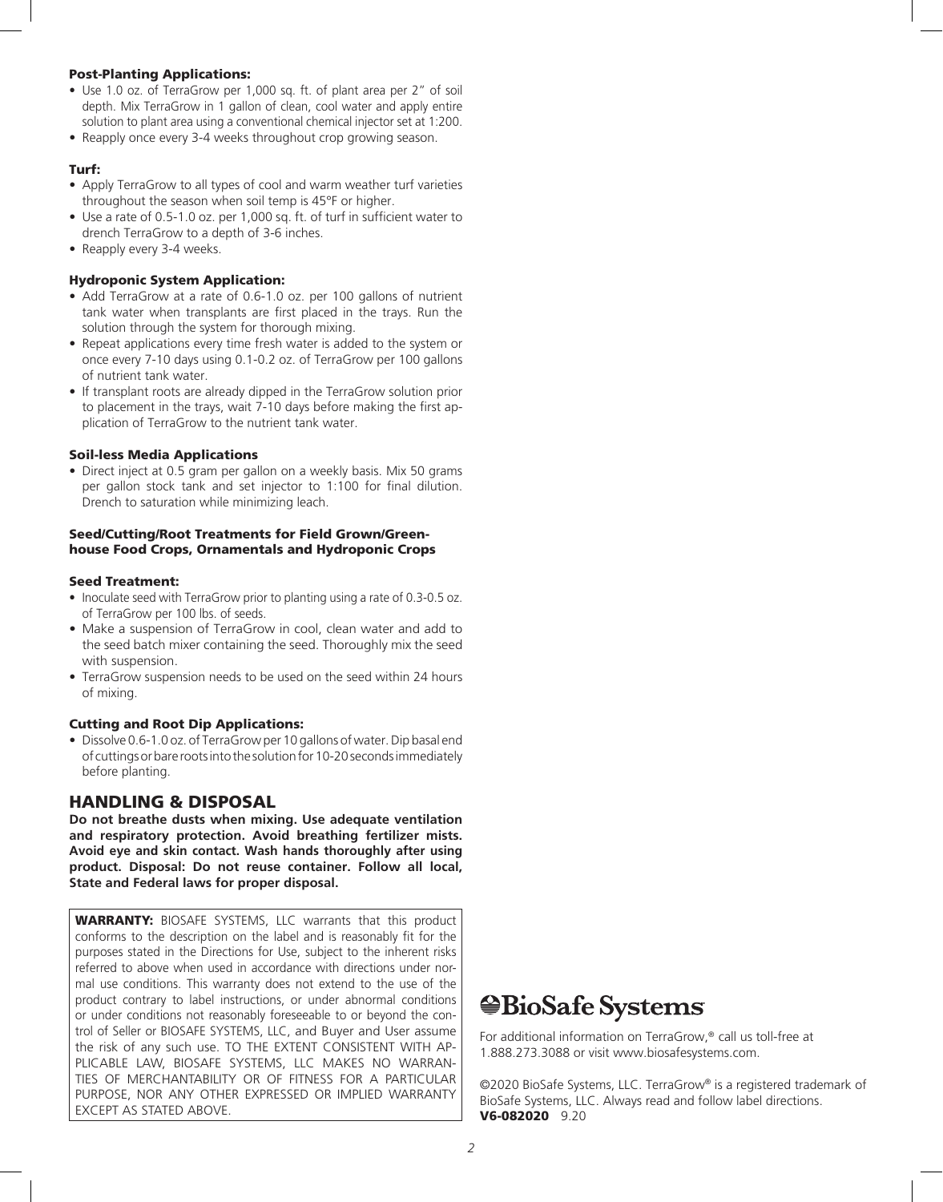### Post-Planting Applications:

- Use 1.0 oz. of TerraGrow per 1,000 sq. ft. of plant area per 2" of soil depth. Mix TerraGrow in 1 gallon of clean, cool water and apply entire solution to plant area using a conventional chemical injector set at 1:200.
- Reapply once every 3-4 weeks throughout crop growing season.

### Turf:

- Apply TerraGrow to all types of cool and warm weather turf varieties throughout the season when soil temp is 45°F or higher.
- Use a rate of 0.5-1.0 oz. per 1,000 sq. ft. of turf in sufficient water to drench TerraGrow to a depth of 3-6 inches.
- Reapply every 3-4 weeks.

### Hydroponic System Application:

- Add TerraGrow at a rate of 0.6-1.0 oz. per 100 gallons of nutrient tank water when transplants are first placed in the trays. Run the solution through the system for thorough mixing.
- Repeat applications every time fresh water is added to the system or once every 7-10 days using 0.1-0.2 oz. of TerraGrow per 100 gallons of nutrient tank water.
- If transplant roots are already dipped in the TerraGrow solution prior to placement in the trays, wait 7-10 days before making the first application of TerraGrow to the nutrient tank water.

### Soil-less Media Applications

- Direct inject at 0.5 gram per gallon on a weekly basis. Mix 50 grams per gallon stock tank and set injector to 1:100 for final dilution. Drench to saturation while minimizing leach.

### Seed/Cutting/Root Treatments for Field Grown/Greenhouse Food Crops, Ornamentals and Hydroponic Crops

### Seed Treatment:

- Inoculate seed with TerraGrow prior to planting using a rate of 0.3-0.5 oz. of TerraGrow per 100 lbs. of seeds.
- Make a suspension of TerraGrow in cool, clean water and add to the seed batch mixer containing the seed. Thoroughly mix the seed with suspension.
- TerraGrow suspension needs to be used on the seed within 24 hours of mixing.

### Cutting and Root Dip Applications:

- Dissolve 0.6-1.0 oz. of TerraGrow per 10 gallons of water. Dip basal end of cuttings or bare roots into the solution for 10-20 seconds immediately before planting.

## HANDLING & DISPOSAL

**Do not breathe dusts when mixing. Use adequate ventilation and respiratory protection. Avoid breathing fertilizer mists. Avoid eye and skin contact. Wash hands thoroughly after using product. Disposal: Do not reuse container. Follow all local, State and Federal laws for proper disposal.**

**WARRANTY:** BIOSAFE SYSTEMS, LLC warrants that this product conforms to the description on the label and is reasonably fit for the purposes stated in the Directions for Use, subject to the inherent risks referred to above when used in accordance with directions under normal use conditions. This warranty does not extend to the use of the product contrary to label instructions, or under abnormal conditions or under conditions not reasonably foreseeable to or beyond the control of Seller or BIOSAFE SYSTEMS, LLC, and Buyer and User assume the risk of any such use. TO THE EXTENT CONSISTENT WITH APPLICABLE LAW, BIOSAFE SYSTEMS, LLC MAKES NO WARRANTIES OF MERCHANTABILITY OR OF FITNESS FOR A PARTICULAR PURPOSE, NOR ANY OTHER EXPRESSED OR IMPLIED WARRANTY EXCEPT AS STATED ABOVE.

BioSafe Systems

For additional information on TerraGrow,® call us toll-free at 1.888.273.3088 or visit www.biosafesystems.com.

©2020 BioSafe Systems, LLC. TerraGrow® is a registered trademark of BioSafe Systems, LLC. Always read and follow label directions.
**V6-082020** 9.20